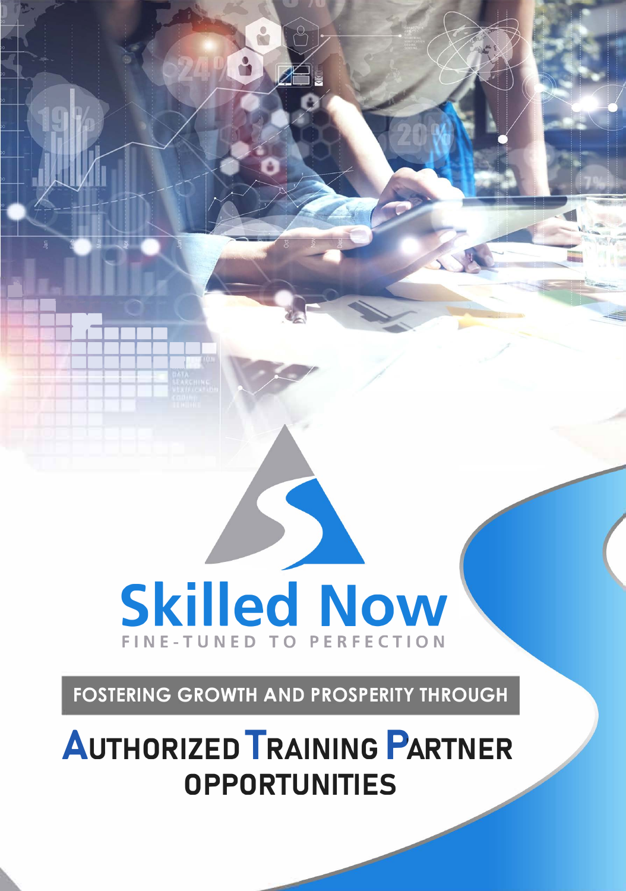# Skilled Now

FINE-TUNED TO PERFECTION

## FOSTERING GROWTH AND PROSPERITY THROUGH

# AUTHORIZED TRAINING PARTNER OPPORTUNITIES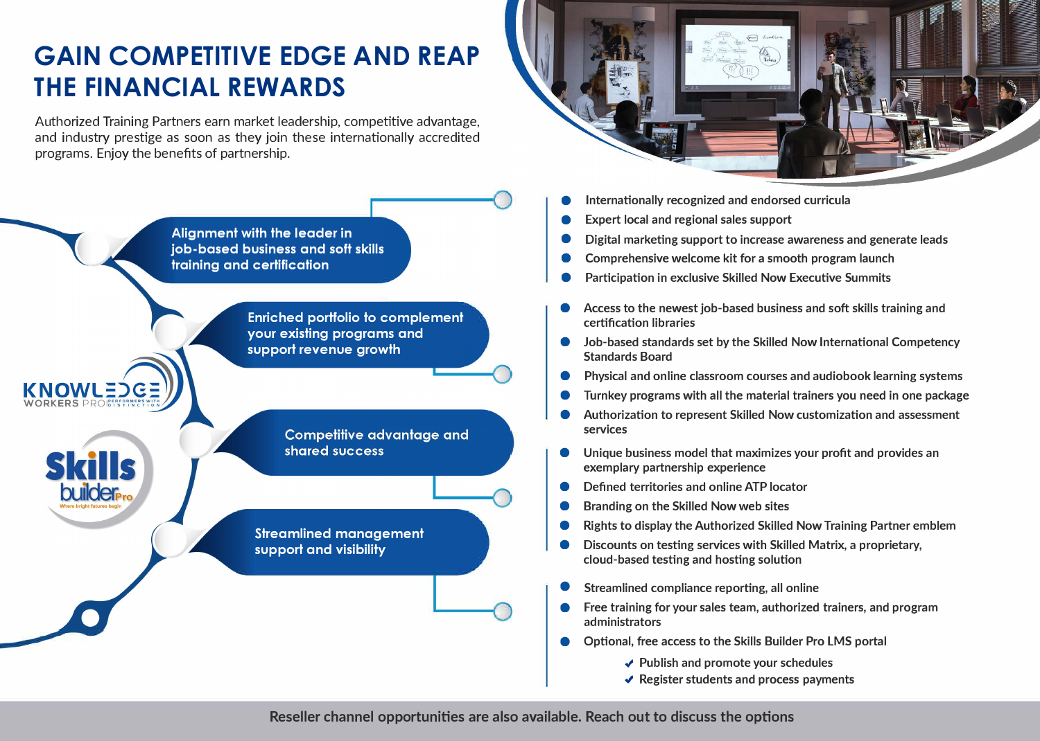# GAIN COMPETITIVE EDGE AND REAP THE FINANCIAL REWARDS

Authorized Training Partners earn market leadership, competitive advantage, and industry prestige as soon as they join these internationally accredited programs. Enjoy the benefits of partnership.

## Alignment with the leader in job-based business and soft skills training and certification

- Internationally recognized and endorsed curricula
- Expert local and regional sales support
- Digital marketing support to increase awareness and generate leads
- Comprehensive welcome kit for a smooth program launch
- Participation in exclusive Skilled Now Executive Summits

## Enriched portfolio to complement your existing programs and support revenue growth

- Access to the newest job-based business and soft skills training and certification libraries
- Job-based standards set by the Skilled Now International Competency Standards Board
- Physical and online classroom courses and audiobook learning systems
- Turnkey programs with all the material trainers you need in one package
- Authorization to represent Skilled Now customization and assessment services

## Competitive advantage and shared success

- Unique business model that maximizes your profit and provides an exemplary partnership experience
- Defined territories and online ATP locator
- Branding on the Skilled Now web sites
- Rights to display the Authorized Skilled Now Training Partner emblem
- Discounts on testing services with Skilled Matrix, a proprietary, cloud-based testing and hosting solution

## Streamlined management support and visibility

- Streamlined compliance reporting, all online
- Free training for your sales team, authorized trainers, and program administrators
- Optional, free access to the Skills Builder Pro LMS portal
  - ✔ Publish and promote your schedules
  - ✔ Register students and process payments

KNOWLEDGE WORKERS PRO — PERFORMERS WITH DISTINCTION

Skills builder Pro — Where bright futures begin

**Reseller channel opportunities are also available. Reach out to discuss the options**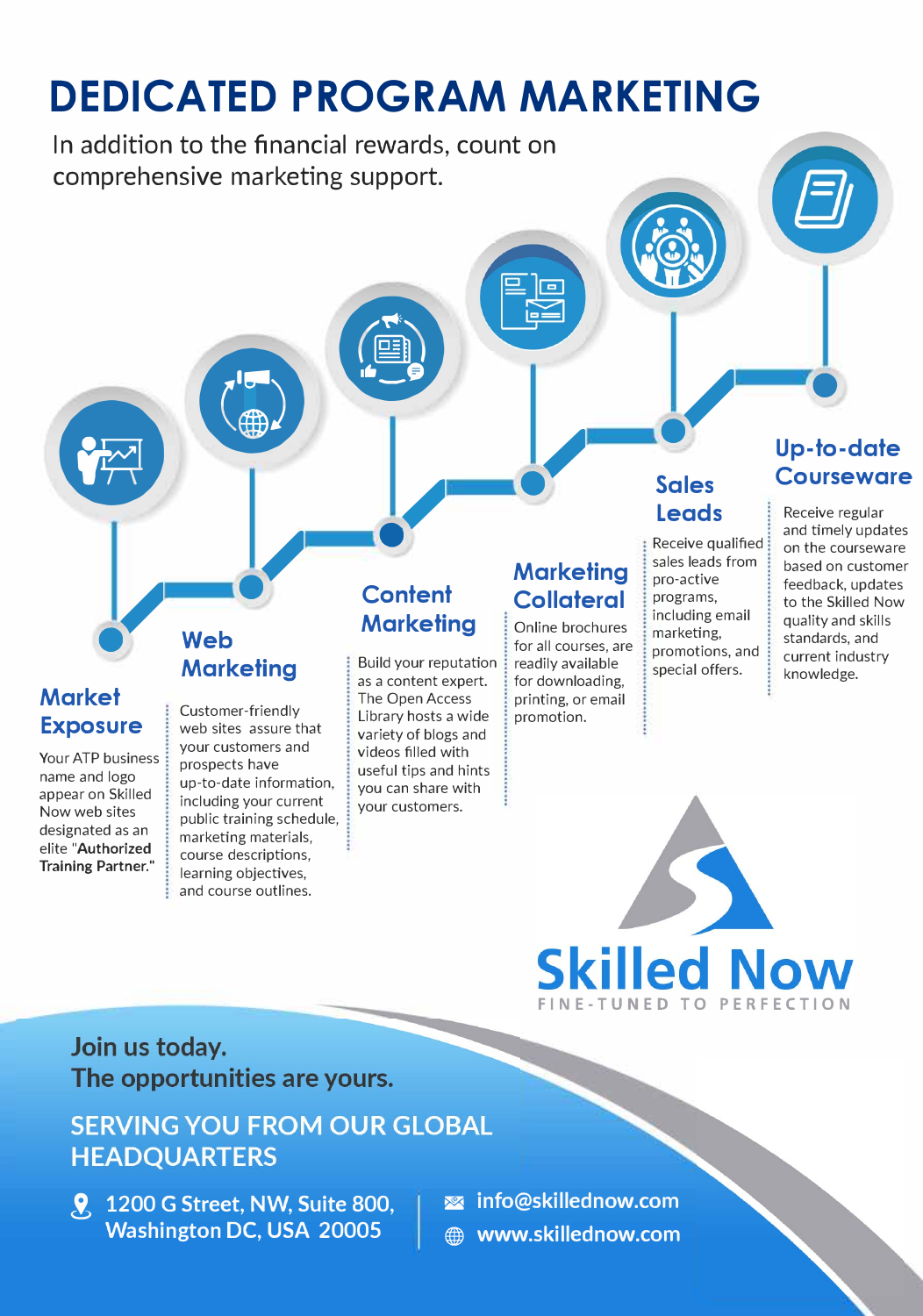# DEDICATED PROGRAM MARKETING

In addition to the financial rewards, count on comprehensive marketing support.

### Market Exposure

Your ATP business name and logo appear on Skilled Now web sites designated as an elite "**Authorized Training Partner.**"

### Web Marketing

Customer-friendly web sites assure that your customers and prospects have up-to-date information, including your current public training schedule, marketing materials, course descriptions, learning objectives, and course outlines.

### Content Marketing

Build your reputation as a content expert. The Open Access Library hosts a wide variety of blogs and videos filled with useful tips and hints you can share with your customers.

### Marketing Collateral

Online brochures for all courses, are readily available for downloading, printing, or email promotion.

### Sales Leads

Receive qualified sales leads from pro-active programs, including email marketing, promotions, and special offers.

### Up-to-date Courseware

Receive regular and timely updates on the courseware based on customer feedback, updates to the Skilled Now quality and skills standards, and current industry knowledge.

Skilled Now

FINE-TUNED TO PERFECTION

**Join us today.**
**The opportunities are yours.**

## SERVING YOU FROM OUR GLOBAL HEADQUARTERS

**1200 G Street, NW, Suite 800, Washington DC, USA 20005**

**info@skillednow.com**

**www.skillednow.com**